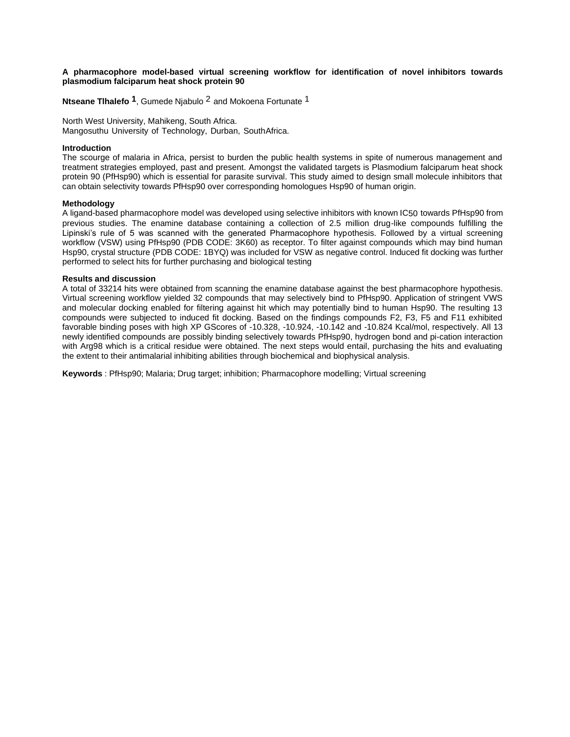**A pharmacophore model-based virtual screening workflow for identification of novel inhibitors towards plasmodium falciparum heat shock protein 90**

**Ntseane Tlhalefo** [1], Gumede Njabulo [2] and Mokoena Fortunate [1]

North West University, Mahikeng, South Africa.
Mangosuthu University of Technology, Durban, SouthAfrica.

**Introduction**

The scourge of malaria in Africa, persist to burden the public health systems in spite of numerous management and treatment strategies employed, past and present. Amongst the validated targets is Plasmodium falciparum heat shock protein 90 (PfHsp90) which is essential for parasite survival. This study aimed to design small molecule inhibitors that can obtain selectivity towards PfHsp90 over corresponding homologues Hsp90 of human origin.

**Methodology**

A ligand-based pharmacophore model was developed using selective inhibitors with known $IC_{50}$ towards PfHsp90 from previous studies. The enamine database containing a collection of 2.5 million drug-like compounds fulfilling the Lipinski's rule of 5 was scanned with the generated Pharmacophore hypothesis. Followed by a virtual screening workflow (VSW) using PfHsp90 (PDB CODE: 3K60) as receptor. To filter against compounds which may bind human Hsp90, crystal structure (PDB CODE: 1BYQ) was included for VSW as negative control. Induced fit docking was further performed to select hits for further purchasing and biological testing

**Results and discussion**

A total of 33214 hits were obtained from scanning the enamine database against the best pharmacophore hypothesis. Virtual screening workflow yielded 32 compounds that may selectively bind to PfHsp90. Application of stringent VWS and molecular docking enabled for filtering against hit which may potentially bind to human Hsp90. The resulting 13 compounds were subjected to induced fit docking. Based on the findings compounds F2, F3, F5 and F11 exhibited favorable binding poses with high XP GScores of -10.328, -10.924, -10.142 and -10.824 Kcal/mol, respectively. All 13 newly identified compounds are possibly binding selectively towards PfHsp90, hydrogen bond and pi-cation interaction with Arg98 which is a critical residue were obtained. The next steps would entail, purchasing the hits and evaluating the extent to their antimalarial inhibiting abilities through biochemical and biophysical analysis.

**Keywords** : PfHsp90; Malaria; Drug target; inhibition; Pharmacophore modelling; Virtual screening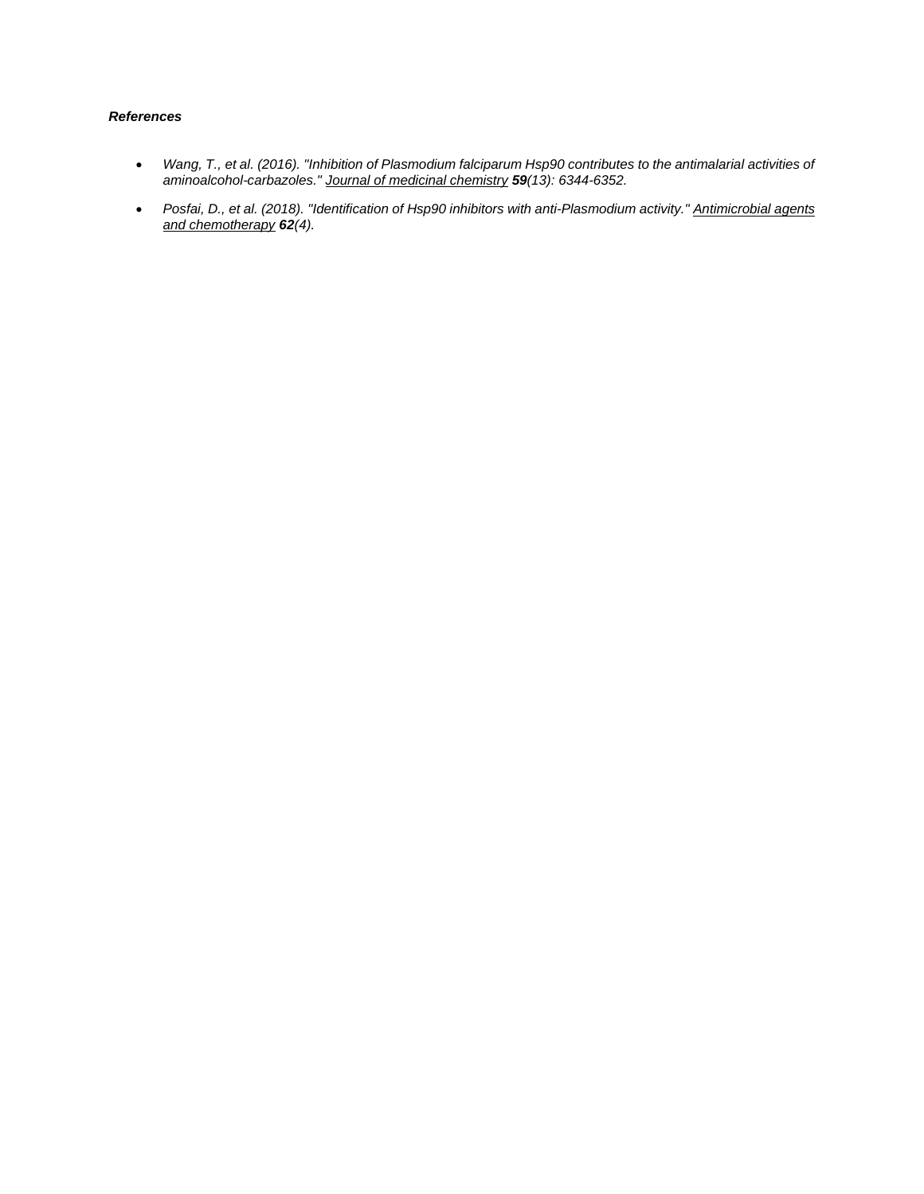***References***

- *Wang, T., et al. (2016). "Inhibition of Plasmodium falciparum Hsp90 contributes to the antimalarial activities of aminoalcohol-carbazoles." <u>Journal of medicinal chemistry</u>* ***59****(13): 6344-6352.*
- *Posfai, D., et al. (2018). "Identification of Hsp90 inhibitors with anti-Plasmodium activity." <u>Antimicrobial agents and chemotherapy</u>* ***62****(4).*